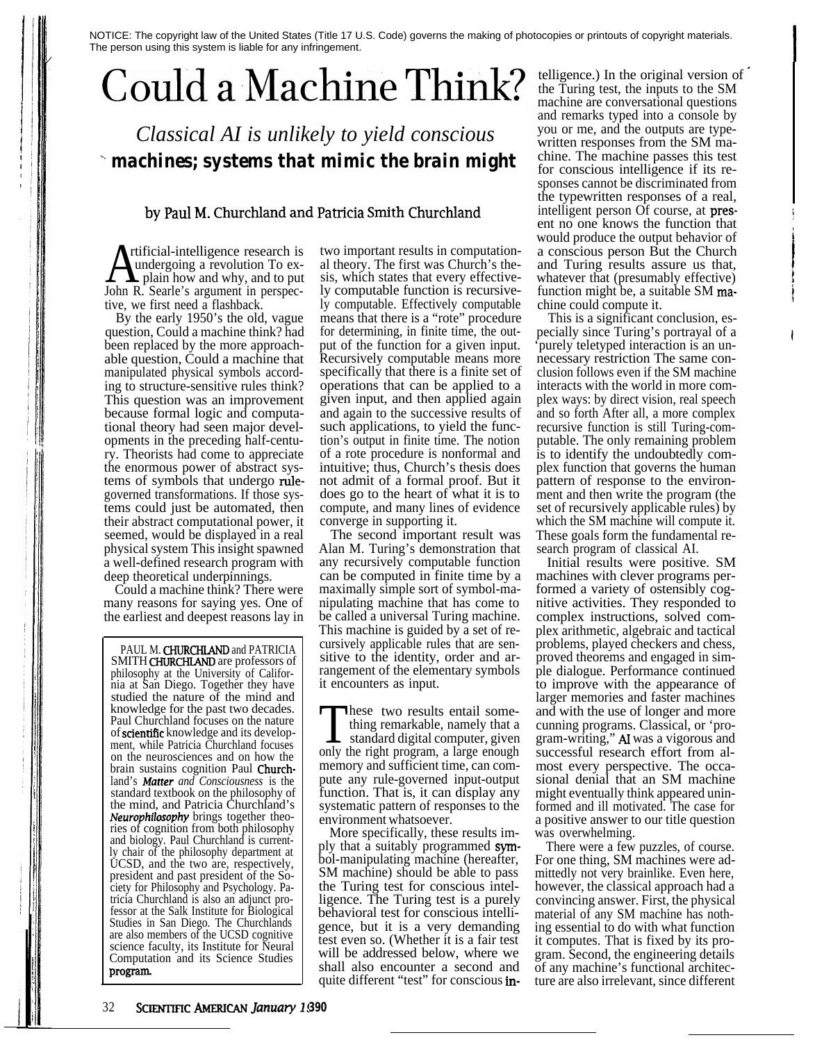NOTICE: The copyright law of the United States (Title 17 U.S. Code) governs the making of photocopies or printouts of copyright materials. The person using this system is liable for any infringement.

# Could a Machine Think?

*Classical AI is unlikely to yield conscious machines; systems that mimic the brain might*

by Paul M. Churchland and Patricia Smith Churchland

Artificial-intelligence research is undergoing a revolution To explain how and why, and to put John R. Searle's argument in perspective, we first need a flashback.

By the early 1950's the old, vague question, Could a machine think? had been replaced by the more approachable question, Could a machine that manipulated physical symbols according to structure-sensitive rules think? This question was an improvement because formal logic and computational theory had seen major developments in the preceding half-century. Theorists had come to appreciate the enormous power of abstract systems of symbols that undergo rule-governed transformations. If those systems could just be automated, then their abstract computational power, it seemed, would be displayed in a real physical system This insight spawned a well-defined research program with deep theoretical underpinnings.

Could a machine think? There were many reasons for saying yes. One of the earliest and deepest reasons lay in two important results in computational theory. The first was Church's thesis, which states that every effectively computable function is recursively computable. Effectively computable means that there is a "rote" procedure for determining, in finite time, the output of the function for a given input. Recursively computable means more specifically that there is a finite set of operations that can be applied to a given input, and then applied again and again to the successive results of such applications, to yield the function's output in finite time. The notion of a rote procedure is nonformal and intuitive; thus, Church's thesis does not admit of a formal proof. But it does go to the heart of what it is to compute, and many lines of evidence converge in supporting it.

The second important result was Alan M. Turing's demonstration that any recursively computable function can be computed in finite time by a maximally simple sort of symbol-manipulating machine that has come to be called a universal Turing machine. This machine is guided by a set of recursively applicable rules that are sensitive to the identity, order and arrangement of the elementary symbols it encounters as input.

These two results entail something remarkable, namely that a standard digital computer, given only the right program, a large enough memory and sufficient time, can compute any rule-governed input-output function. That is, it can display any systematic pattern of responses to the environment whatsoever.

More specifically, these results imply that a suitably programmed symbol-manipulating machine (hereafter, SM machine) should be able to pass the Turing test for conscious intelligence. The Turing test is a purely behavioral test for conscious intelligence, but it is a very demanding test even so. (Whether it is a fair test will be addressed below, where we shall also encounter a second and quite different "test" for conscious intelligence.) In the original version of the Turing test, the inputs to the SM machine are conversational questions and remarks typed into a console by you or me, and the outputs are typewritten responses from the SM machine. The machine passes this test for conscious intelligence if its responses cannot be discriminated from the typewritten responses of a real, intelligent person Of course, at present no one knows the function that would produce the output behavior of a conscious person But the Church and Turing results assure us that, whatever that (presumably effective) function might be, a suitable SM machine could compute it.

This is a significant conclusion, especially since Turing's portrayal of a purely teletyped interaction is an unnecessary restriction The same conclusion follows even if the SM machine interacts with the world in more complex ways: by direct vision, real speech and so forth After all, a more complex recursive function is still Turing-computable. The only remaining problem is to identify the undoubtedly complex function that governs the human pattern of response to the environment and then write the program (the set of recursively applicable rules) by which the SM machine will compute it. These goals form the fundamental research program of classical AI.

Initial results were positive. SM machines with clever programs performed a variety of ostensibly cognitive activities. They responded to complex instructions, solved complex arithmetic, algebraic and tactical problems, played checkers and chess, proved theorems and engaged in simple dialogue. Performance continued to improve with the appearance of larger memories and faster machines and with the use of longer and more cunning programs. Classical, or 'program-writing," AI was a vigorous and successful research effort from almost every perspective. The occasional denial that an SM machine might eventually think appeared uninformed and ill motivated. The case for a positive answer to our title question was overwhelming.

There were a few puzzles, of course. For one thing, SM machines were admittedly not very brainlike. Even here, however, the classical approach had a convincing answer. First, the physical material of any SM machine has nothing essential to do with what function it computes. That is fixed by its program. Second, the engineering details of any machine's functional architecture are also irrelevant, since different

PAUL M. CHURCHLAND and PATRICIA SMITH CHURCHLAND are professors of philosophy at the University of California at San Diego. Together they have studied the nature of the mind and knowledge for the past two decades. Paul Churchland focuses on the nature of scientific knowledge and its development, while Patricia Churchland focuses on the neurosciences and on how the brain sustains cognition Paul Churchland's *Matter and Consciousness* is the standard textbook on the philosophy of the mind, and Patricia Churchland's *Neurophilosophy* brings together theories of cognition from both philosophy and biology. Paul Churchland is currently chair of the philosophy department at UCSD, and the two are, respectively, president and past president of the Society for Philosophy and Psychology. Patricia Churchland is also an adjunct professor at the Salk Institute for Biological Studies in San Diego. The Churchlands are also members of the UCSD cognitive science faculty, its Institute for Neural Computation and its Science Studies program.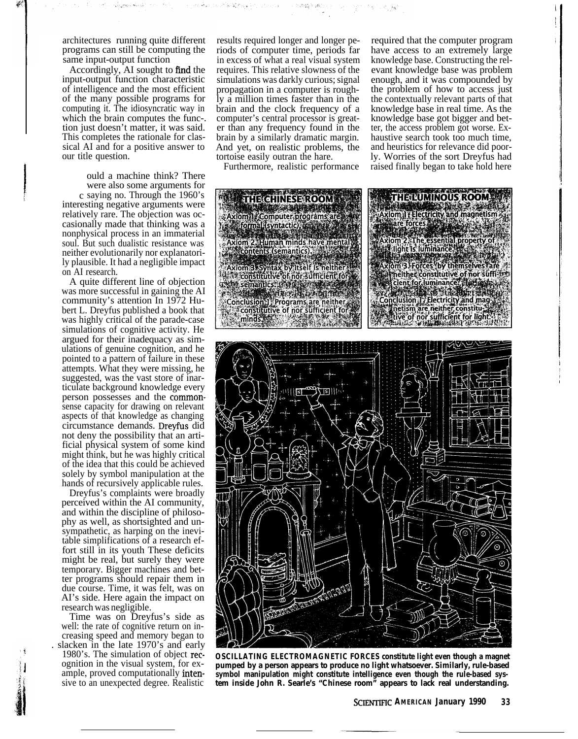architectures running quite different programs can still be computing the same input-output function

Accordingly, AI sought to find the input-output function characteristic of intelligence and the most efficient of the many possible programs for computing it. The idiosyncratic way in which the brain computes the function just doesn't matter, it was said. This completes the rationale for classical AI and for a positive answer to our title question.

Could a machine think? There were also some arguments for saying no. Through the 1960's interesting negative arguments were relatively rare. The objection was occasionally made that thinking was a nonphysical process in an immaterial soul. But such dualistic resistance was neither evolutionarily nor explanatorily plausible. It had a negligible impact on AI research.

A quite different line of objection was more successful in gaining the AI community's attention In 1972 Hubert L. Dreyfus published a book that was highly critical of the parade-case simulations of cognitive activity. He argued for their inadequacy as simulations of genuine cognition, and he pointed to a pattern of failure in these attempts. What they were missing, he suggested, was the vast store of inarticulate background knowledge every person possesses and the commonsense capacity for drawing on relevant aspects of that knowledge as changing circumstance demands. Dreyfus did not deny the possibility that an artificial physical system of some kind might think, but he was highly critical of the idea that this could be achieved solely by symbol manipulation at the hands of recursively applicable rules.

Dreyfus's complaints were broadly perceived within the AI community, and within the discipline of philosophy as well, as shortsighted and unsympathetic, as harping on the inevitable simplifications of a research effort still in its youth These deficits might be real, but surely they were temporary. Bigger machines and better programs should repair them in due course. Time, it was felt, was on AI's side. Here again the impact on research was negligible.

Time was on Dreyfus's side as well: the rate of cognitive return on increasing speed and memory began to slacken in the late 1970's and early 1980's. The simulation of object recognition in the visual system, for example, proved computationally intensive to an unexpected degree. Realistic results required longer and longer periods of computer time, periods far in excess of what a real visual system requires. This relative slowness of the simulations was darkly curious; signal propagation in a computer is roughly a million times faster than in the brain and the clock frequency of a computer's central processor is greater than any frequency found in the brain by a similarly dramatic margin. And yet, on realistic problems, the tortoise easily outran the hare.

Furthermore, realistic performance required that the computer program have access to an extremely large knowledge base. Constructing the relevant knowledge base was problem enough, and it was compounded by the problem of how to access just the contextually relevant parts of that knowledge base in real time. As the knowledge base got bigger and better, the access problem got worse. Exhaustive search took too much time, and heuristics for relevance did poorly. Worries of the sort Dreyfus had raised finally began to take hold here

**THE CHINESE ROOM**

Axiom 1. Computer programs are formal (syntactic).

Axiom 2. Human minds have mental contents (semantics).

Axiom 3. Syntax by itself is neither constitutive of nor sufficient for semantics.

Conclusion 1. Programs are neither constitutive of nor sufficient for minds.

**THE LUMINOUS ROOM**

Axiom 1. Electricity and magnetism are forces.

Axiom 2. The essential property of light is luminance.

Axiom 3. Forces by themselves are neither constitutive of nor sufficient for luminance.

Conclusion 1. Electricity and magnetism are neither constitutive of nor sufficient for light.

**OSCILLATING ELECTROMAGNETIC FORCES constitute light even though a magnet pumped by a person appears to produce no light whatsoever. Similarly, rule-based symbol manipulation might constitute intelligence even though the rule-based system inside John R. Searle's "Chinese room" appears to lack real understanding.**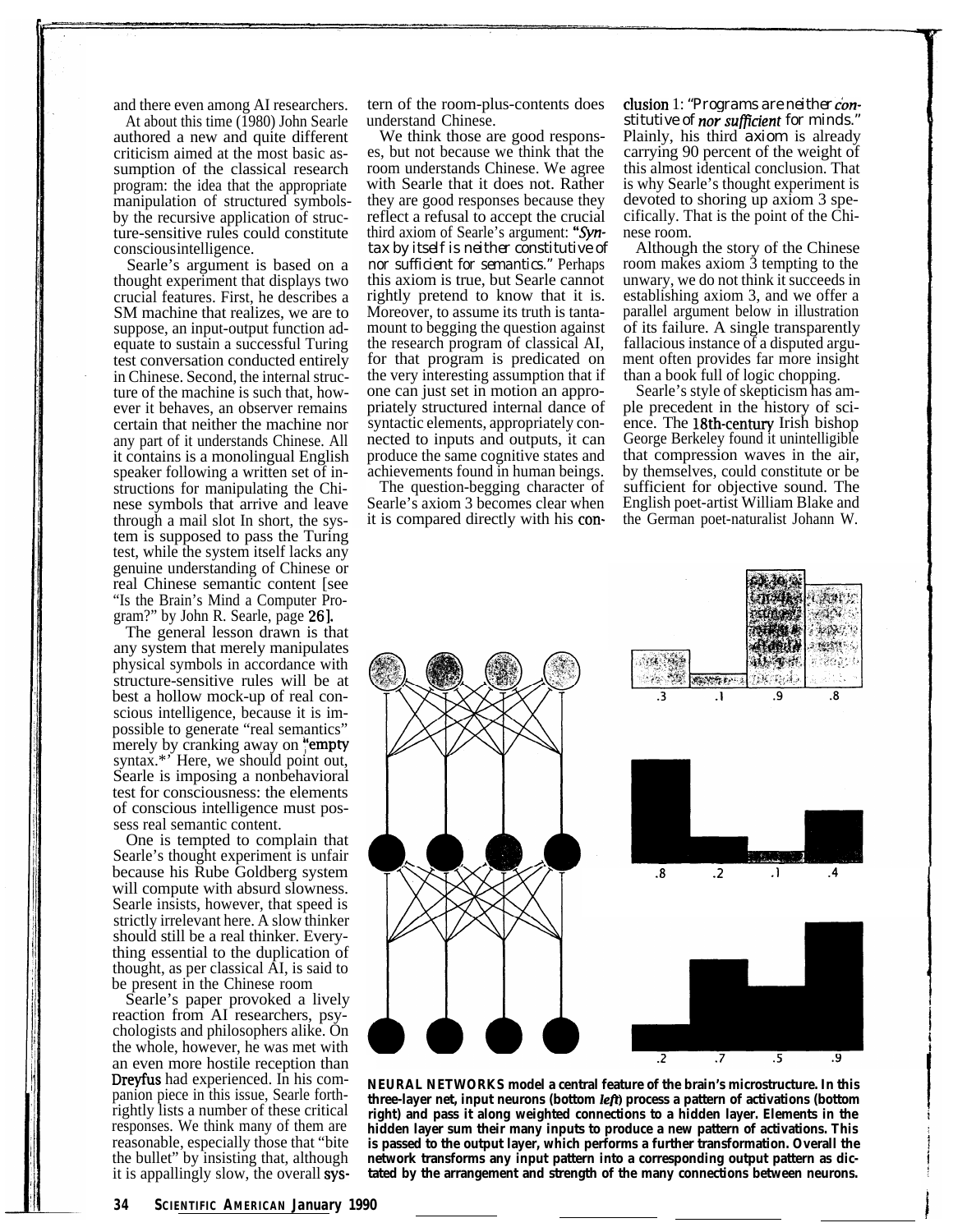and there even among AI researchers.

At about this time (1980) John Searle authored a new and quite different criticism aimed at the most basic assumption of the classical research program: the idea that the appropriate manipulation of structured symbols by the recursive application of structure-sensitive rules could constitute conscious intelligence.

Searle's argument is based on a thought experiment that displays two crucial features. First, he describes a SM machine that realizes, we are to suppose, an input-output function adequate to sustain a successful Turing test conversation conducted entirely in Chinese. Second, the internal structure of the machine is such that, however it behaves, an observer remains certain that neither the machine nor any part of it understands Chinese. All it contains is a monolingual English speaker following a written set of instructions for manipulating the Chinese symbols that arrive and leave through a mail slot In short, the system is supposed to pass the Turing test, while the system itself lacks any genuine understanding of Chinese or real Chinese semantic content [see "Is the Brain's Mind a Computer Program?" by John R. Searle, page 26].

The general lesson drawn is that any system that merely manipulates physical symbols in accordance with structure-sensitive rules will be at best a hollow mock-up of real conscious intelligence, because it is impossible to generate "real semantics" merely by cranking away on "empty syntax." Here, we should point out, Searle is imposing a nonbehavioral test for consciousness: the elements of conscious intelligence must possess real semantic content.

One is tempted to complain that Searle's thought experiment is unfair because his Rube Goldberg system will compute with absurd slowness. Searle insists, however, that speed is strictly irrelevant here. A slow thinker should still be a real thinker. Everything essential to the duplication of thought, as per classical AI, is said to be present in the Chinese room

Searle's paper provoked a lively reaction from AI researchers, psychologists and philosophers alike. On the whole, however, he was met with an even more hostile reception than Dreyfus had experienced. In his companion piece in this issue, Searle forthrightly lists a number of these critical responses. We think many of them are reasonable, especially those that "bite the bullet" by insisting that, although it is appallingly slow, the overall system of the room-plus-contents does understand Chinese.

We think those are good responses, but not because we think that the room understands Chinese. We agree with Searle that it does not. Rather they are good responses because they reflect a refusal to accept the crucial third axiom of Searle's argument: "*Syntax by itself is neither constitutive of nor sufficient for semantics.*" Perhaps this axiom is true, but Searle cannot rightly pretend to know that it is. Moreover, to assume its truth is tantamount to begging the question against the research program of classical AI, for that program is predicated on the very interesting assumption that if one can just set in motion an appropriately structured internal dance of syntactic elements, appropriately connected to inputs and outputs, it can produce the same cognitive states and achievements found in human beings.

The question-begging character of Searle's axiom 3 becomes clear when it is compared directly with his conclusion 1: "*Programs are neither constitutive of nor sufficient for minds.*" Plainly, his third axiom is already carrying 90 percent of the weight of this almost identical conclusion. That is why Searle's thought experiment is devoted to shoring up axiom 3 specifically. That is the point of the Chinese room.

Although the story of the Chinese room makes axiom 3 tempting to the unwary, we do not think it succeeds in establishing axiom 3, and we offer a parallel argument below in illustration of its failure. A single transparently fallacious instance of a disputed argument often provides far more insight than a book full of logic chopping.

Searle's style of skepticism has ample precedent in the history of science. The 18th-century Irish bishop George Berkeley found it unintelligible that compression waves in the air, by themselves, could constitute or be sufficient for objective sound. The English poet-artist William Blake and the German poet-naturalist Johann W.

**NEURAL NETWORKS model a central feature of the brain's microstructure. In this three-layer net, input neurons (bottom *left*) process a pattern of activations (bottom right) and pass it along weighted connections to a hidden layer. Elements in the hidden layer sum their many inputs to produce a new pattern of activations. This is passed to the output layer, which performs a further transformation. Overall the network transforms any input pattern into a corresponding output pattern as dictated by the arrangement and strength of the many connections between neurons.**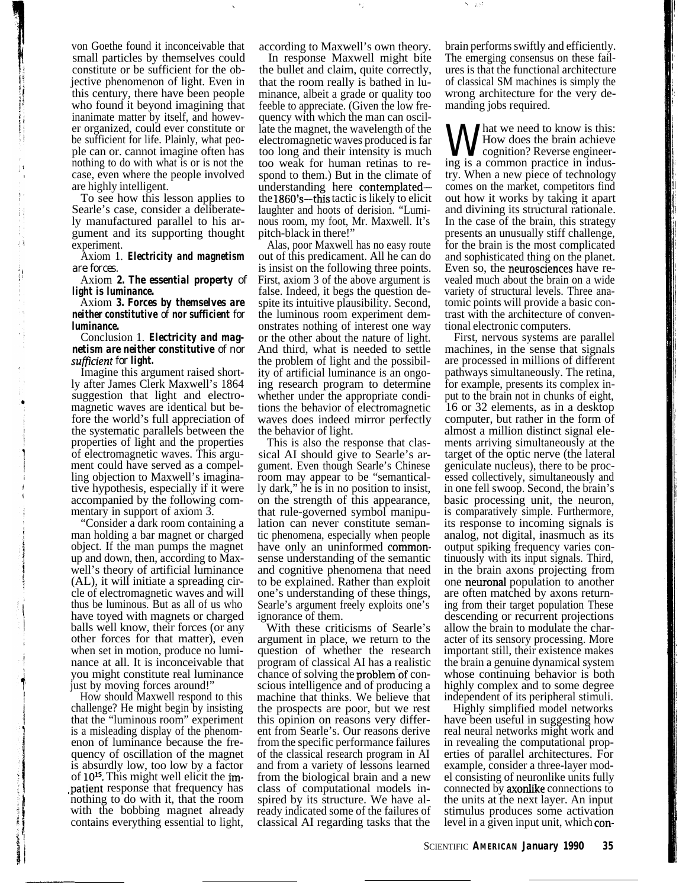von Goethe found it inconceivable that small particles by themselves could constitute or be sufficient for the objective phenomenon of light. Even in this century, there have been people who found it beyond imagining that inanimate matter by itself, and however organized, could ever constitute or be sufficient for life. Plainly, what people can or. cannot imagine often has nothing to do with what is or is not the case, even where the people involved are highly intelligent.

To see how this lesson applies to Searle's case, consider a deliberately manufactured parallel to his argument and its supporting thought experiment.

Axiom 1. ***Electricity and magnetism are forces.***

Axiom **2. *The essential property* of *light is luminance.***

Axiom **3. *Forces by themselves are neither constitutive* of *nor sufficient* for *luminance.***

Conclusion 1. ***Electricity and magnetism are neither constitutive* of nor *sufficient* for *light.***

Imagine this argument raised shortly after James Clerk Maxwell's 1864 suggestion that light and electromagnetic waves are identical but before the world's full appreciation of the systematic parallels between the properties of light and the properties of electromagnetic waves. This argument could have served as a compelling objection to Maxwell's imaginative hypothesis, especially if it were accompanied by the following commentary in support of axiom 3.

"Consider a dark room containing a man holding a bar magnet or charged object. If the man pumps the magnet up and down, then, according to Maxwell's theory of artificial luminance (AL), it will initiate a spreading circle of electromagnetic waves and will thus be luminous. But as all of us who have toyed with magnets or charged balls well know, their forces (or any other forces for that matter), even when set in motion, produce no luminance at all. It is inconceivable that you might constitute real luminance just by moving forces around!"

How should Maxwell respond to this challenge? He might begin by insisting that the "luminous room" experiment is a misleading display of the phenomenon of luminance because the frequency of oscillation of the magnet is absurdly low, too low by a factor of $10^{15}$. This might well elicit the impatient response that frequency has nothing to do with it, that the room with the bobbing magnet already contains everything essential to light, according to Maxwell's own theory.

In response Maxwell might bite the bullet and claim, quite correctly, that the room really is bathed in luminance, albeit a grade or quality too feeble to appreciate. (Given the low frequency with which the man can oscillate the magnet, the wavelength of the electromagnetic waves produced is far too long and their intensity is much too weak for human retinas to respond to them.) But in the climate of understanding here contemplated—the 1860's—this tactic is likely to elicit laughter and hoots of derision. "Luminous room, my foot, Mr. Maxwell. It's pitch-black in there!"

Alas, poor Maxwell has no easy route out of this predicament. All he can do is insist on the following three points. First, axiom 3 of the above argument is false. Indeed, it begs the question despite its intuitive plausibility. Second, the luminous room experiment demonstrates nothing of interest one way or the other about the nature of light. And third, what is needed to settle the problem of light and the possibility of artificial luminance is an ongoing research program to determine whether under the appropriate conditions the behavior of electromagnetic waves does indeed mirror perfectly the behavior of light.

This is also the response that classical AI should give to Searle's argument. Even though Searle's Chinese room may appear to be "semantically dark," he is in no position to insist, on the strength of this appearance, that rule-governed symbol manipulation can never constitute semantic phenomena, especially when people have only an uninformed commonsense understanding of the semantic and cognitive phenomena that need to be explained. Rather than exploit one's understanding of these things, Searle's argument freely exploits one's ignorance of them.

With these criticisms of Searle's argument in place, we return to the question of whether the research program of classical AI has a realistic chance of solving the problem of conscious intelligence and of producing a machine that thinks. We believe that the prospects are poor, but we rest this opinion on reasons very different from Searle's. Our reasons derive from the specific performance failures of the classical research program in AI and from a variety of lessons learned from the biological brain and a new class of computational models inspired by its structure. We have already indicated some of the failures of classical AI regarding tasks that the brain performs swiftly and efficiently. The emerging consensus on these failures is that the functional architecture of classical SM machines is simply the wrong architecture for the very demanding jobs required.

What we need to know is this: How does the brain achieve cognition? Reverse engineering is a common practice in industry. When a new piece of technology comes on the market, competitors find out how it works by taking it apart and divining its structural rationale. In the case of the brain, this strategy presents an unusually stiff challenge, for the brain is the most complicated and sophisticated thing on the planet. Even so, the neurosciences have revealed much about the brain on a wide variety of structural levels. Three anatomic points will provide a basic contrast with the architecture of conventional electronic computers.

First, nervous systems are parallel machines, in the sense that signals are processed in millions of different pathways simultaneously. The retina, for example, presents its complex input to the brain not in chunks of eight, 16 or 32 elements, as in a desktop computer, but rather in the form of almost a million distinct signal elements arriving simultaneously at the target of the optic nerve (the lateral geniculate nucleus), there to be processed collectively, simultaneously and in one fell swoop. Second, the brain's basic processing unit, the neuron, is comparatively simple. Furthermore, its response to incoming signals is analog, not digital, inasmuch as its output spiking frequency varies continuously with its input signals. Third, in the brain axons projecting from one neuronal population to another are often matched by axons returning from their target population These descending or recurrent projections allow the brain to modulate the character of its sensory processing. More important still, their existence makes the brain a genuine dynamical system whose continuing behavior is both highly complex and to some degree independent of its peripheral stimuli.

Highly simplified model networks have been useful in suggesting how real neural networks might work and in revealing the computational properties of parallel architectures. For example, consider a three-layer model consisting of neuronlike units fully connected by axonlike connections to the units at the next layer. An input stimulus produces some activation level in a given input unit, which con-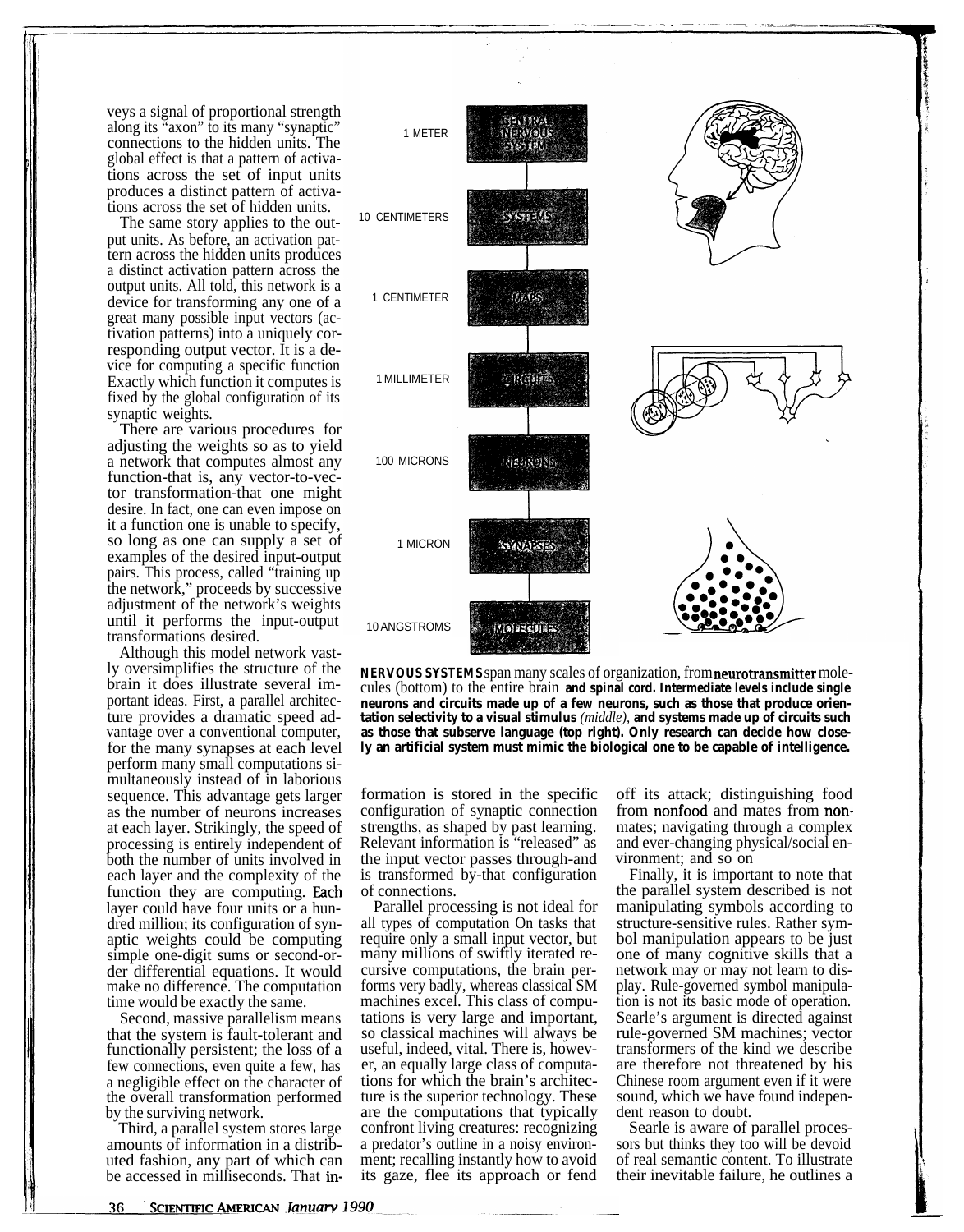veys a signal of proportional strength along its "axon" to its many "synaptic" connections to the hidden units. The global effect is that a pattern of activations across the set of input units produces a distinct pattern of activations across the set of hidden units.

The same story applies to the output units. As before, an activation pattern across the hidden units produces a distinct activation pattern across the output units. All told, this network is a device for transforming any one of a great many possible input vectors (activation patterns) into a uniquely corresponding output vector. It is a device for computing a specific function Exactly which function it computes is fixed by the global configuration of its synaptic weights.

There are various procedures for adjusting the weights so as to yield a network that computes almost any function-that is, any vector-to-vector transformation-that one might desire. In fact, one can even impose on it a function one is unable to specify, so long as one can supply a set of examples of the desired input-output pairs. This process, called "training up the network," proceeds by successive adjustment of the network's weights until it performs the input-output transformations desired.

Although this model network vastly oversimplifies the structure of the brain it does illustrate several important ideas. First, a parallel architecture provides a dramatic speed advantage over a conventional computer, for the many synapses at each level perform many small computations simultaneously instead of in laborious sequence. This advantage gets larger as the number of neurons increases at each layer. Strikingly, the speed of processing is entirely independent of both the number of units involved in each layer and the complexity of the function they are computing. Each layer could have four units or a hundred million; its configuration of synaptic weights could be computing simple one-digit sums or second-order differential equations. It would make no difference. The computation time would be exactly the same.

Second, massive parallelism means that the system is fault-tolerant and functionally persistent; the loss of a few connections, even quite a few, has a negligible effect on the character of the overall transformation performed by the surviving network.

Third, a parallel system stores large amounts of information in a distributed fashion, any part of which can be accessed in milliseconds. That information is stored in the specific configuration of synaptic connection strengths, as shaped by past learning. Relevant information is "released" as the input vector passes through-and is transformed by-that configuration of connections.

Parallel processing is not ideal for all types of computation On tasks that require only a small input vector, but many millions of swiftly iterated recursive computations, the brain performs very badly, whereas classical SM machines excel. This class of computations is very large and important, so classical machines will always be useful, indeed, vital. There is, however, an equally large class of computations for which the brain's architecture is the superior technology. These are the computations that typically confront living creatures: recognizing a predator's outline in a noisy environment; recalling instantly how to avoid its gaze, flee its approach or fend off its attack; distinguishing food from nonfood and mates from nonmates; navigating through a complex and ever-changing physical/social environment; and so on

Finally, it is important to note that the parallel system described is not manipulating symbols according to structure-sensitive rules. Rather symbol manipulation appears to be just one of many cognitive skills that a network may or may not learn to display. Rule-governed symbol manipulation is not its basic mode of operation. Searle's argument is directed against rule-governed SM machines; vector transformers of the kind we describe are therefore not threatened by his Chinese room argument even if it were sound, which we have found independent reason to doubt.

Searle is aware of parallel processors but thinks they too will be devoid of real semantic content. To illustrate their inevitable failure, he outlines a

1 METER — CENTRAL NERVOUS SYSTEM
10 CENTIMETERS — SYSTEMS
1 CENTIMETER — MAPS
1 MILLIMETER — CIRCUITS
100 MICRONS — NEURONS
1 MICRON — SYNAPSES
10 ANGSTROMS — MOLECULES

**NERVOUS SYSTEMS** span many scales of organization, from neurotransmitter molecules (bottom) to the entire brain **and spinal cord. Intermediate levels include single neurons and circuits made up of a few neurons, such as those that produce orientation selectivity to a visual stimulus** *(middle),* **and systems made up of circuits such as those that subserve language (top right). Only research can decide how closely an artificial system must mimic the biological one to be capable of intelligence.**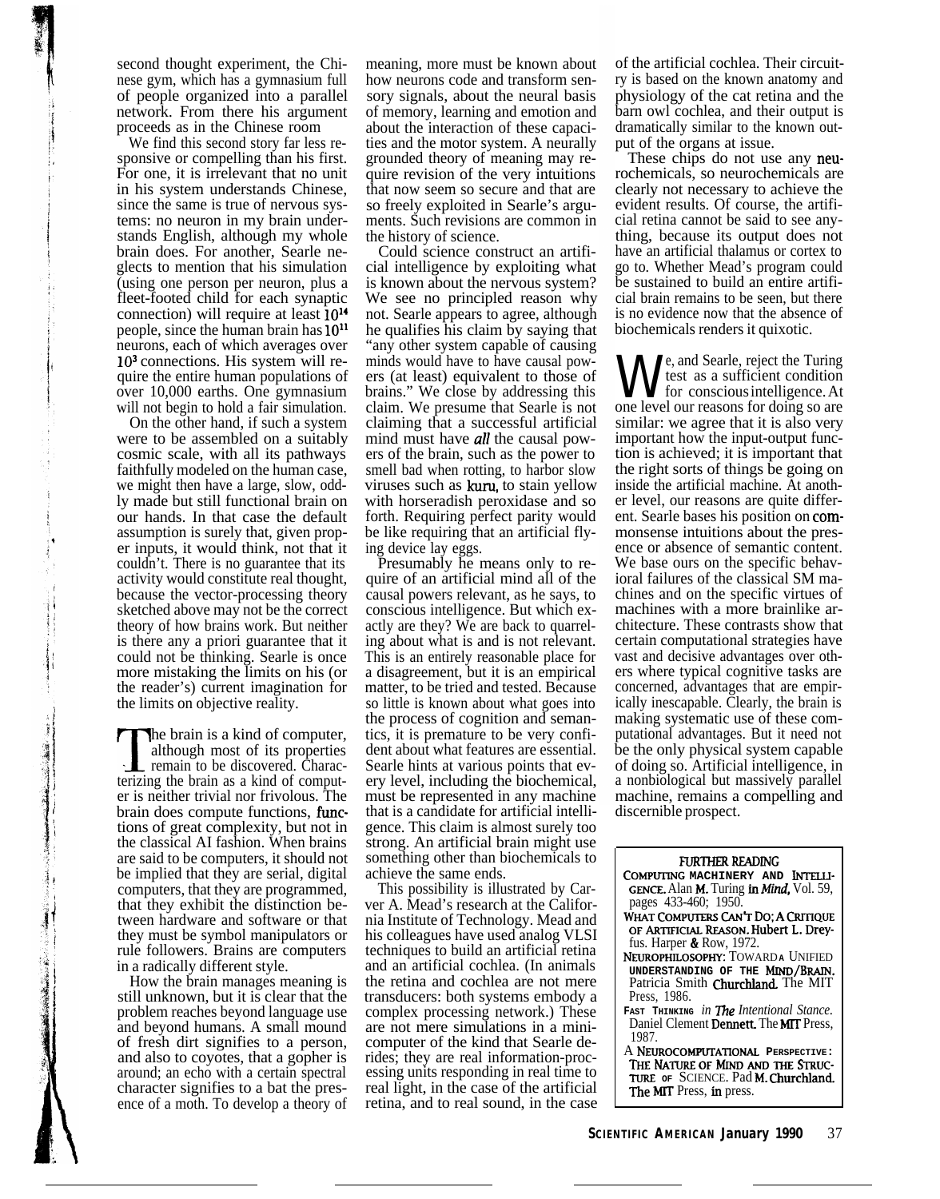second thought experiment, the Chinese gym, which has a gymnasium full of people organized into a parallel network. From there his argument proceeds as in the Chinese room

We find this second story far less responsive or compelling than his first. For one, it is irrelevant that no unit in his system understands Chinese, since the same is true of nervous systems: no neuron in my brain understands English, although my whole brain does. For another, Searle neglects to mention that his simulation (using one person per neuron, plus a fleet-footed child for each synaptic connection) will require at least $10^{14}$ people, since the human brain has $10^{11}$ neurons, each of which averages over $10^3$ connections. His system will require the entire human populations of over 10,000 earths. One gymnasium will not begin to hold a fair simulation.

On the other hand, if such a system were to be assembled on a suitably cosmic scale, with all its pathways faithfully modeled on the human case, we might then have a large, slow, oddly made but still functional brain on our hands. In that case the default assumption is surely that, given proper inputs, it would think, not that it couldn't. There is no guarantee that its activity would constitute real thought, because the vector-processing theory sketched above may not be the correct theory of how brains work. But neither is there any a priori guarantee that it could not be thinking. Searle is once more mistaking the limits on his (or the reader's) current imagination for the limits on objective reality.

The brain is a kind of computer, although most of its properties remain to be discovered. Characterizing the brain as a kind of computer is neither trivial nor frivolous. The brain does compute functions, functions of great complexity, but not in the classical AI fashion. When brains are said to be computers, it should not be implied that they are serial, digital computers, that they are programmed, that they exhibit the distinction between hardware and software or that they must be symbol manipulators or rule followers. Brains are computers in a radically different style.

How the brain manages meaning is still unknown, but it is clear that the problem reaches beyond language use and beyond humans. A small mound of fresh dirt signifies to a person, and also to coyotes, that a gopher is around; an echo with a certain spectral character signifies to a bat the presence of a moth. To develop a theory of meaning, more must be known about how neurons code and transform sensory signals, about the neural basis of memory, learning and emotion and about the interaction of these capacities and the motor system. A neurally grounded theory of meaning may require revision of the very intuitions that now seem so secure and that are so freely exploited in Searle's arguments. Such revisions are common in the history of science.

Could science construct an artificial intelligence by exploiting what is known about the nervous system? We see no principled reason why not. Searle appears to agree, although he qualifies his claim by saying that "any other system capable of causing minds would have to have causal powers (at least) equivalent to those of brains." We close by addressing this claim. We presume that Searle is not claiming that a successful artificial mind must have *all* the causal powers of the brain, such as the power to smell bad when rotting, to harbor slow viruses such as kuru, to stain yellow with horseradish peroxidase and so forth. Requiring perfect parity would be like requiring that an artificial flying device lay eggs.

Presumably he means only to require of an artificial mind all of the causal powers relevant, as he says, to conscious intelligence. But which exactly are they? We are back to quarreling about what is and is not relevant. This is an entirely reasonable place for a disagreement, but it is an empirical matter, to be tried and tested. Because so little is known about what goes into the process of cognition and semantics, it is premature to be very confident about what features are essential. Searle hints at various points that every level, including the biochemical, must be represented in any machine that is a candidate for artificial intelligence. This claim is almost surely too strong. An artificial brain might use something other than biochemicals to achieve the same ends.

This possibility is illustrated by Carver A. Mead's research at the California Institute of Technology. Mead and his colleagues have used analog VLSI techniques to build an artificial retina and an artificial cochlea. (In animals the retina and cochlea are not mere transducers: both systems embody a complex processing network.) These are not mere simulations in a minicomputer of the kind that Searle derides; they are real information-processing units responding in real time to real light, in the case of the artificial retina, and to real sound, in the case of the artificial cochlea. Their circuitry is based on the known anatomy and physiology of the cat retina and the barn owl cochlea, and their output is dramatically similar to the known output of the organs at issue.

These chips do not use any neurochemicals, so neurochemicals are clearly not necessary to achieve the evident results. Of course, the artificial retina cannot be said to see anything, because its output does not have an artificial thalamus or cortex to go to. Whether Mead's program could be sustained to build an entire artificial brain remains to be seen, but there is no evidence now that the absence of biochemicals renders it quixotic.

We, and Searle, reject the Turing test as a sufficient condition for conscious intelligence. At one level our reasons for doing so are similar: we agree that it is also very important how the input-output function is achieved; it is important that the right sorts of things be going on inside the artificial machine. At another level, our reasons are quite different. Searle bases his position on commonsense intuitions about the presence or absence of semantic content. We base ours on the specific behavioral failures of the classical SM machines and on the specific virtues of machines with a more brainlike architecture. These contrasts show that certain computational strategies have vast and decisive advantages over others where typical cognitive tasks are concerned, advantages that are empirically inescapable. Clearly, the brain is making systematic use of these computational advantages. But it need not be the only physical system capable of doing so. Artificial intelligence, in a nonbiological but massively parallel machine, remains a compelling and discernible prospect.

### FURTHER READING

COMPUTING MACHINERY AND INTELLIGENCE. Alan M. Turing in *Mind*, Vol. 59, pages 433-460; 1950.

WHAT COMPUTERS CAN'T DO; A CRITIQUE OF ARTIFICIAL REASON. Hubert L. Dreyfus. Harper & Row, 1972.

NEUROPHILOSOPHY: TOWARD A UNIFIED UNDERSTANDING OF THE MIND/BRAIN. Patricia Smith Churchland. The MIT Press, 1986.

FAST THINKING in *The Intentional Stance*. Daniel Clement Dennett. The MIT Press, 1987.

A NEUROCOMPUTATIONAL PERSPECTIVE: THE NATURE OF MIND AND THE STRUCTURE OF SCIENCE. Paul M. Churchland. The MIT Press, in press.